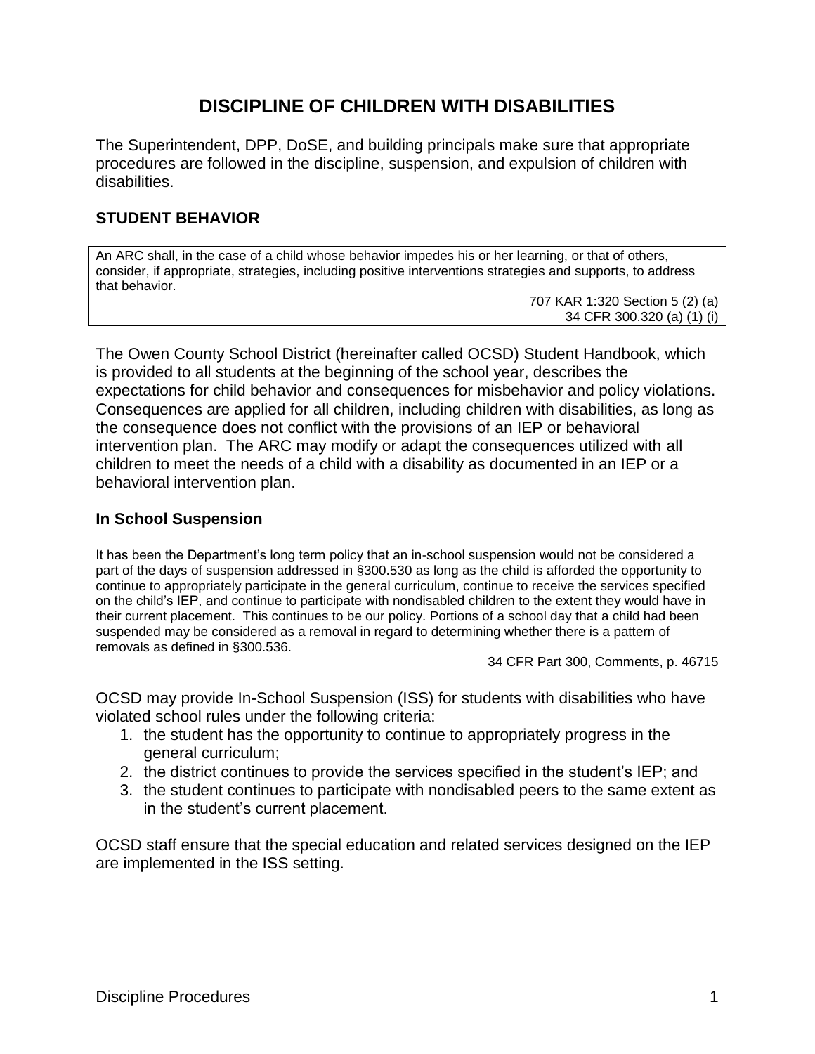# DISCIPLINE OF CHILDREN WITH DISABILITIES

The Superintendent, DPP, DoSE, and building principals make sure that appropriate procedures are followed in the discipline, suspension, and expulsion of children with disabilities.

## STUDENT BEHAVIOR

> An ARC shall, in the case of a child whose behavior impedes his or her learning, or that of others, consider, if appropriate, strategies, including positive interventions strategies and supports, to address that behavior.
>
> 707 KAR 1:320 Section 5 (2) (a)
> 34 CFR 300.320 (a) (1) (i)

The Owen County School District (hereinafter called OCSD) Student Handbook, which is provided to all students at the beginning of the school year, describes the expectations for child behavior and consequences for misbehavior and policy violations. Consequences are applied for all children, including children with disabilities, as long as the consequence does not conflict with the provisions of an IEP or behavioral intervention plan. The ARC may modify or adapt the consequences utilized with all children to meet the needs of a child with a disability as documented in an IEP or a behavioral intervention plan.

### In School Suspension

> It has been the Department's long term policy that an in-school suspension would not be considered a part of the days of suspension addressed in §300.530 as long as the child is afforded the opportunity to continue to appropriately participate in the general curriculum, continue to receive the services specified on the child's IEP, and continue to participate with nondisabled children to the extent they would have in their current placement. This continues to be our policy. Portions of a school day that a child had been suspended may be considered as a removal in regard to determining whether there is a pattern of removals as defined in §300.536.
>
> 34 CFR Part 300, Comments, p. 46715

OCSD may provide In-School Suspension (ISS) for students with disabilities who have violated school rules under the following criteria:

1. the student has the opportunity to continue to appropriately progress in the general curriculum;
2. the district continues to provide the services specified in the student's IEP; and
3. the student continues to participate with nondisabled peers to the same extent as in the student's current placement.

OCSD staff ensure that the special education and related services designed on the IEP are implemented in the ISS setting.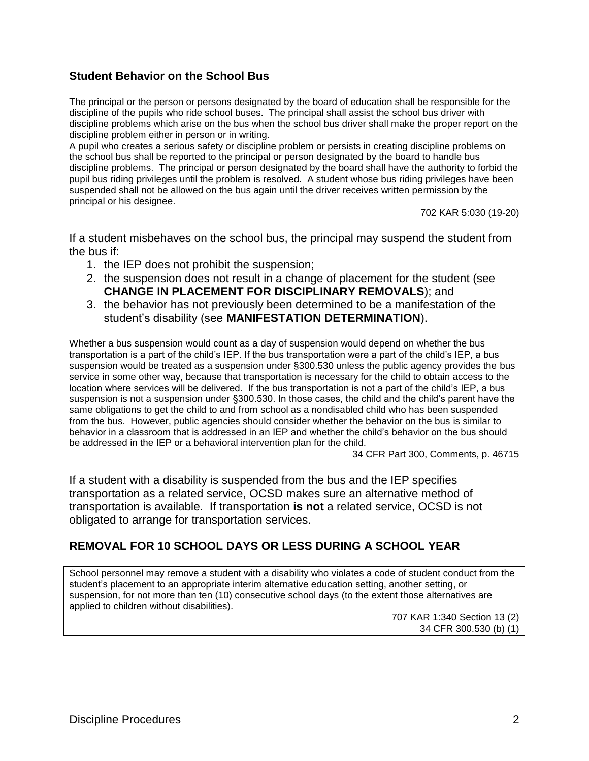### Student Behavior on the School Bus

> The principal or the person or persons designated by the board of education shall be responsible for the discipline of the pupils who ride school buses. The principal shall assist the school bus driver with discipline problems which arise on the bus when the school bus driver shall make the proper report on the discipline problem either in person or in writing.
>
> A pupil who creates a serious safety or discipline problem or persists in creating discipline problems on the school bus shall be reported to the principal or person designated by the board to handle bus discipline problems. The principal or person designated by the board shall have the authority to forbid the pupil bus riding privileges until the problem is resolved. A student whose bus riding privileges have been suspended shall not be allowed on the bus again until the driver receives written permission by the principal or his designee.
>
> 702 KAR 5:030 (19-20)

If a student misbehaves on the school bus, the principal may suspend the student from the bus if:

1. the IEP does not prohibit the suspension;
2. the suspension does not result in a change of placement for the student (see **CHANGE IN PLACEMENT FOR DISCIPLINARY REMOVALS**); and
3. the behavior has not previously been determined to be a manifestation of the student's disability (see **MANIFESTATION DETERMINATION**).

> Whether a bus suspension would count as a day of suspension would depend on whether the bus transportation is a part of the child's IEP. If the bus transportation were a part of the child's IEP, a bus suspension would be treated as a suspension under §300.530 unless the public agency provides the bus service in some other way, because that transportation is necessary for the child to obtain access to the location where services will be delivered. If the bus transportation is not a part of the child's IEP, a bus suspension is not a suspension under §300.530. In those cases, the child and the child's parent have the same obligations to get the child to and from school as a nondisabled child who has been suspended from the bus. However, public agencies should consider whether the behavior on the bus is similar to behavior in a classroom that is addressed in an IEP and whether the child's behavior on the bus should be addressed in the IEP or a behavioral intervention plan for the child.
>
> 34 CFR Part 300, Comments, p. 46715

If a student with a disability is suspended from the bus and the IEP specifies transportation as a related service, OCSD makes sure an alternative method of transportation is available. If transportation **is not** a related service, OCSD is not obligated to arrange for transportation services.

## REMOVAL FOR 10 SCHOOL DAYS OR LESS DURING A SCHOOL YEAR

> School personnel may remove a student with a disability who violates a code of student conduct from the student's placement to an appropriate interim alternative education setting, another setting, or suspension, for not more than ten (10) consecutive school days (to the extent those alternatives are applied to children without disabilities).
>
> 707 KAR 1:340 Section 13 (2)
> 34 CFR 300.530 (b) (1)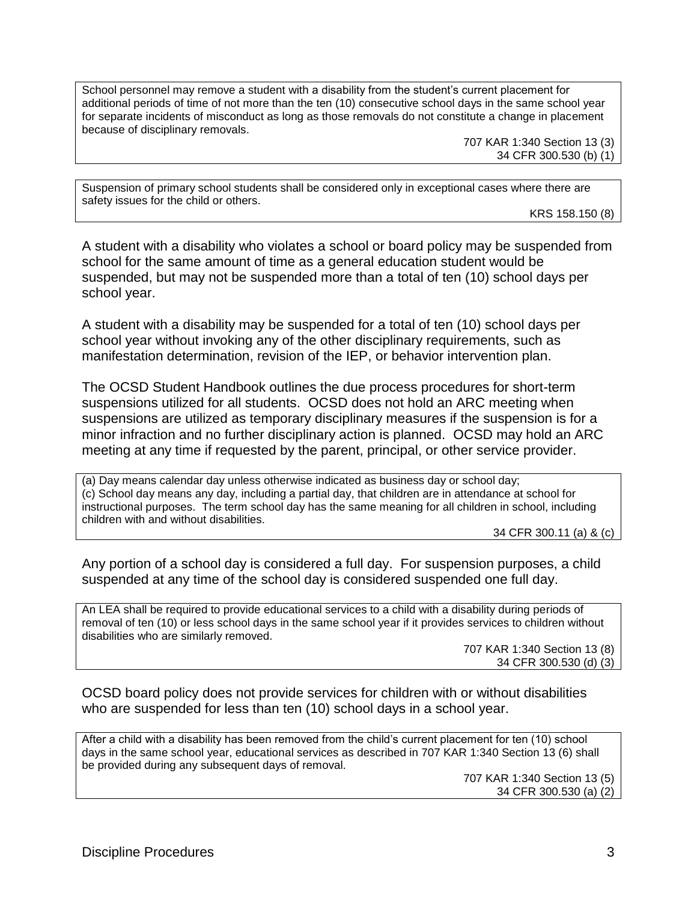> School personnel may remove a student with a disability from the student's current placement for additional periods of time of not more than the ten (10) consecutive school days in the same school year for separate incidents of misconduct as long as those removals do not constitute a change in placement because of disciplinary removals.
>
> 707 KAR 1:340 Section 13 (3)
> 34 CFR 300.530 (b) (1)

> Suspension of primary school students shall be considered only in exceptional cases where there are safety issues for the child or others.
>
> KRS 158.150 (8)

A student with a disability who violates a school or board policy may be suspended from school for the same amount of time as a general education student would be suspended, but may not be suspended more than a total of ten (10) school days per school year.

A student with a disability may be suspended for a total of ten (10) school days per school year without invoking any of the other disciplinary requirements, such as manifestation determination, revision of the IEP, or behavior intervention plan.

The OCSD Student Handbook outlines the due process procedures for short-term suspensions utilized for all students. OCSD does not hold an ARC meeting when suspensions are utilized as temporary disciplinary measures if the suspension is for a minor infraction and no further disciplinary action is planned. OCSD may hold an ARC meeting at any time if requested by the parent, principal, or other service provider.

> (a) Day means calendar day unless otherwise indicated as business day or school day;
> (c) School day means any day, including a partial day, that children are in attendance at school for instructional purposes. The term school day has the same meaning for all children in school, including children with and without disabilities.
>
> 34 CFR 300.11 (a) & (c)

Any portion of a school day is considered a full day. For suspension purposes, a child suspended at any time of the school day is considered suspended one full day.

> An LEA shall be required to provide educational services to a child with a disability during periods of removal of ten (10) or less school days in the same school year if it provides services to children without disabilities who are similarly removed.
>
> 707 KAR 1:340 Section 13 (8)
> 34 CFR 300.530 (d) (3)

OCSD board policy does not provide services for children with or without disabilities who are suspended for less than ten (10) school days in a school year.

> After a child with a disability has been removed from the child's current placement for ten (10) school days in the same school year, educational services as described in 707 KAR 1:340 Section 13 (6) shall be provided during any subsequent days of removal.
>
> 707 KAR 1:340 Section 13 (5)
> 34 CFR 300.530 (a) (2)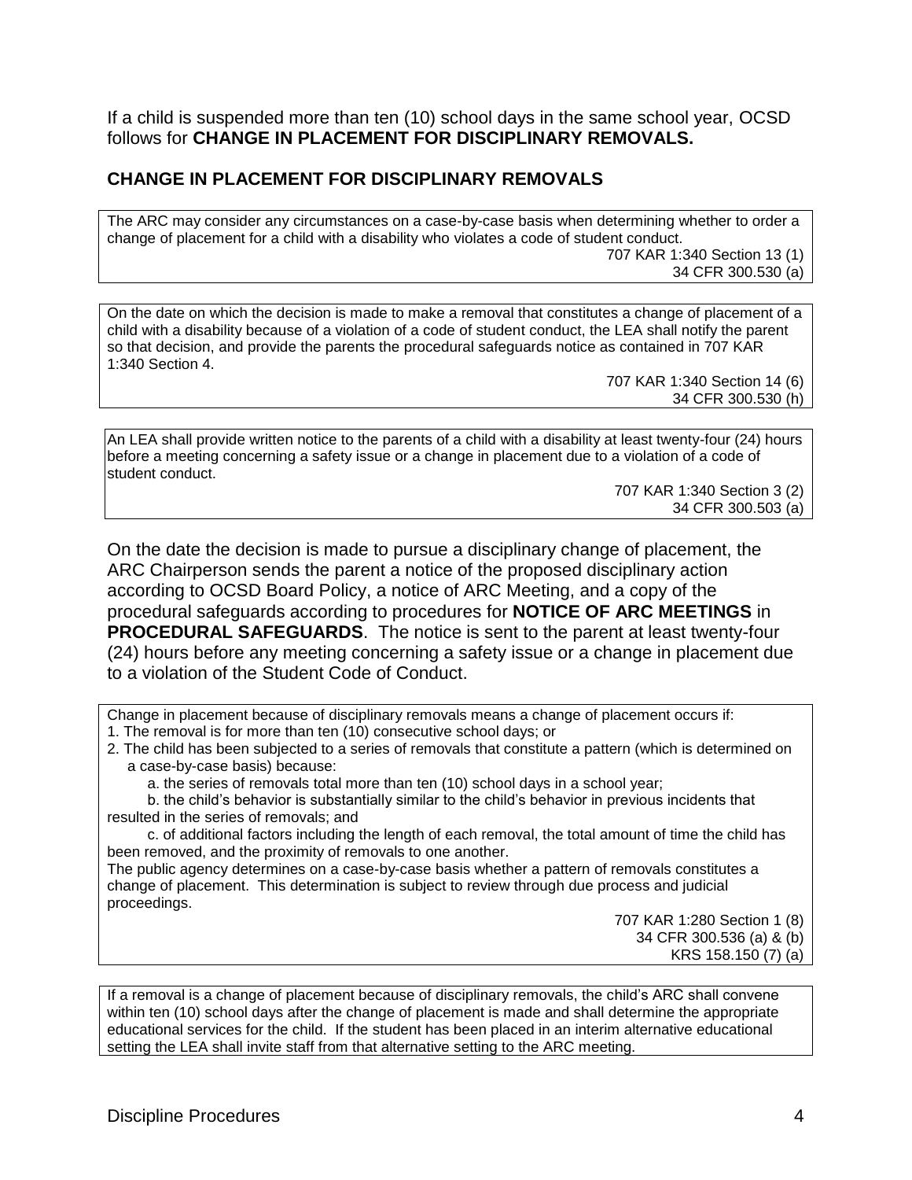If a child is suspended more than ten (10) school days in the same school year, OCSD follows for **CHANGE IN PLACEMENT FOR DISCIPLINARY REMOVALS.**

## CHANGE IN PLACEMENT FOR DISCIPLINARY REMOVALS

> The ARC may consider any circumstances on a case-by-case basis when determining whether to order a change of placement for a child with a disability who violates a code of student conduct.
>
> 707 KAR 1:340 Section 13 (1)
> 34 CFR 300.530 (a)

> On the date on which the decision is made to make a removal that constitutes a change of placement of a child with a disability because of a violation of a code of student conduct, the LEA shall notify the parent so that decision, and provide the parents the procedural safeguards notice as contained in 707 KAR 1:340 Section 4.
>
> 707 KAR 1:340 Section 14 (6)
> 34 CFR 300.530 (h)

> An LEA shall provide written notice to the parents of a child with a disability at least twenty-four (24) hours before a meeting concerning a safety issue or a change in placement due to a violation of a code of student conduct.
>
> 707 KAR 1:340 Section 3 (2)
> 34 CFR 300.503 (a)

On the date the decision is made to pursue a disciplinary change of placement, the ARC Chairperson sends the parent a notice of the proposed disciplinary action according to OCSD Board Policy, a notice of ARC Meeting, and a copy of the procedural safeguards according to procedures for **NOTICE OF ARC MEETINGS** in **PROCEDURAL SAFEGUARDS**. The notice is sent to the parent at least twenty-four (24) hours before any meeting concerning a safety issue or a change in placement due to a violation of the Student Code of Conduct.

> Change in placement because of disciplinary removals means a change of placement occurs if:
> 1. The removal is for more than ten (10) consecutive school days; or
> 2. The child has been subjected to a series of removals that constitute a pattern (which is determined on a case-by-case basis) because:
>    a. the series of removals total more than ten (10) school days in a school year;
>    b. the child's behavior is substantially similar to the child's behavior in previous incidents that resulted in the series of removals; and
>    c. of additional factors including the length of each removal, the total amount of time the child has been removed, and the proximity of removals to one another.
>
> The public agency determines on a case-by-case basis whether a pattern of removals constitutes a change of placement. This determination is subject to review through due process and judicial proceedings.
>
> 707 KAR 1:280 Section 1 (8)
> 34 CFR 300.536 (a) & (b)
> KRS 158.150 (7) (a)

> If a removal is a change of placement because of disciplinary removals, the child's ARC shall convene within ten (10) school days after the change of placement is made and shall determine the appropriate educational services for the child. If the student has been placed in an interim alternative educational setting the LEA shall invite staff from that alternative setting to the ARC meeting.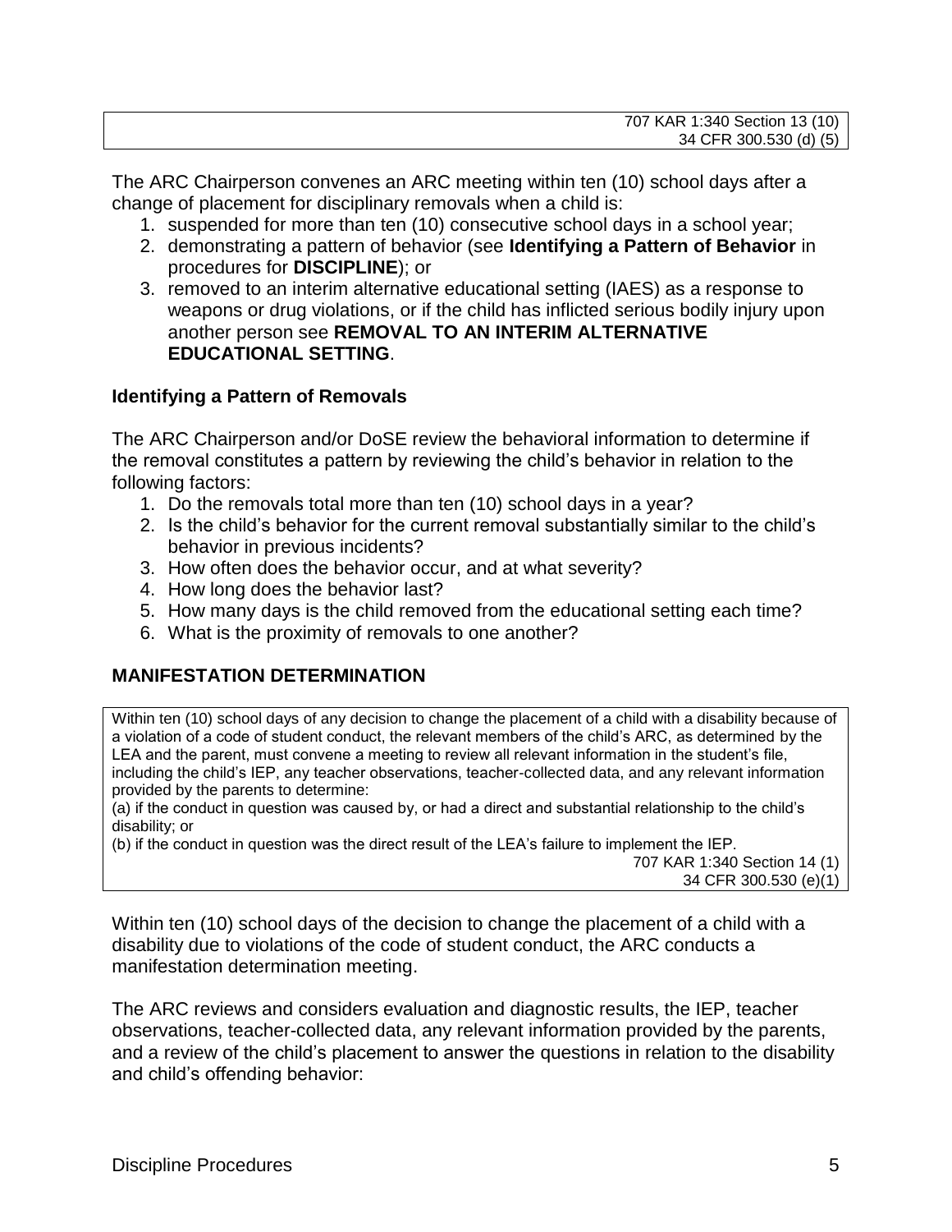707 KAR 1:340 Section 13 (10)
34 CFR 300.530 (d) (5)

The ARC Chairperson convenes an ARC meeting within ten (10) school days after a change of placement for disciplinary removals when a child is:

1. suspended for more than ten (10) consecutive school days in a school year;
2. demonstrating a pattern of behavior (see **Identifying a Pattern of Behavior** in procedures for **DISCIPLINE**); or
3. removed to an interim alternative educational setting (IAES) as a response to weapons or drug violations, or if the child has inflicted serious bodily injury upon another person see **REMOVAL TO AN INTERIM ALTERNATIVE EDUCATIONAL SETTING**.

### Identifying a Pattern of Removals

The ARC Chairperson and/or DoSE review the behavioral information to determine if the removal constitutes a pattern by reviewing the child's behavior in relation to the following factors:

1. Do the removals total more than ten (10) school days in a year?
2. Is the child's behavior for the current removal substantially similar to the child's behavior in previous incidents?
3. How often does the behavior occur, and at what severity?
4. How long does the behavior last?
5. How many days is the child removed from the educational setting each time?
6. What is the proximity of removals to one another?

## MANIFESTATION DETERMINATION

Within ten (10) school days of any decision to change the placement of a child with a disability because of a violation of a code of student conduct, the relevant members of the child's ARC, as determined by the LEA and the parent, must convene a meeting to review all relevant information in the student's file, including the child's IEP, any teacher observations, teacher-collected data, and any relevant information provided by the parents to determine:
(a) if the conduct in question was caused by, or had a direct and substantial relationship to the child's disability; or
(b) if the conduct in question was the direct result of the LEA's failure to implement the IEP.

707 KAR 1:340 Section 14 (1)
34 CFR 300.530 (e)(1)

Within ten (10) school days of the decision to change the placement of a child with a disability due to violations of the code of student conduct, the ARC conducts a manifestation determination meeting.

The ARC reviews and considers evaluation and diagnostic results, the IEP, teacher observations, teacher-collected data, any relevant information provided by the parents, and a review of the child's placement to answer the questions in relation to the disability and child's offending behavior: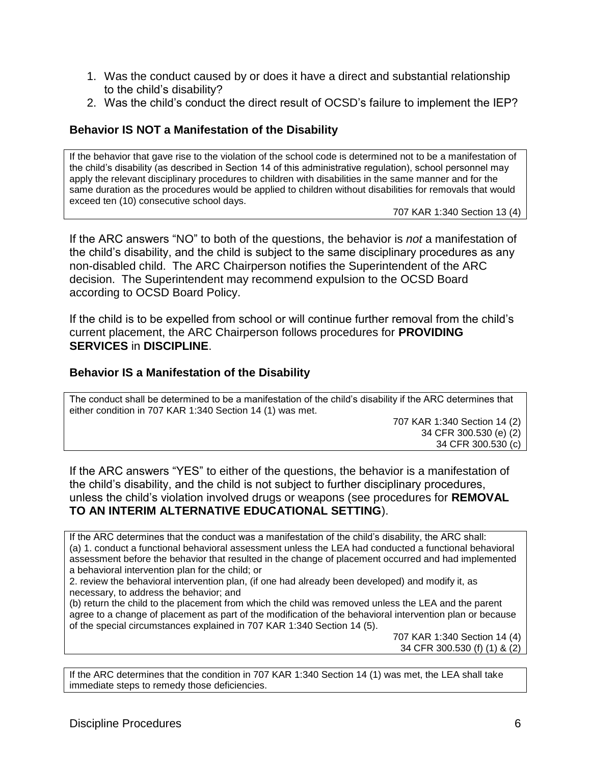1. Was the conduct caused by or does it have a direct and substantial relationship to the child's disability?
2. Was the child's conduct the direct result of OCSD's failure to implement the IEP?

### Behavior IS NOT a Manifestation of the Disability

> If the behavior that gave rise to the violation of the school code is determined not to be a manifestation of the child's disability (as described in Section 14 of this administrative regulation), school personnel may apply the relevant disciplinary procedures to children with disabilities in the same manner and for the same duration as the procedures would be applied to children without disabilities for removals that would exceed ten (10) consecutive school days.
>
> 707 KAR 1:340 Section 13 (4)

If the ARC answers "NO" to both of the questions, the behavior is *not* a manifestation of the child's disability, and the child is subject to the same disciplinary procedures as any non-disabled child. The ARC Chairperson notifies the Superintendent of the ARC decision. The Superintendent may recommend expulsion to the OCSD Board according to OCSD Board Policy.

If the child is to be expelled from school or will continue further removal from the child's current placement, the ARC Chairperson follows procedures for **PROVIDING SERVICES** in **DISCIPLINE**.

### Behavior IS a Manifestation of the Disability

> The conduct shall be determined to be a manifestation of the child's disability if the ARC determines that either condition in 707 KAR 1:340 Section 14 (1) was met.
>
> 707 KAR 1:340 Section 14 (2)
> 34 CFR 300.530 (e) (2)
> 34 CFR 300.530 (c)

If the ARC answers "YES" to either of the questions, the behavior is a manifestation of the child's disability, and the child is not subject to further disciplinary procedures, unless the child's violation involved drugs or weapons (see procedures for **REMOVAL TO AN INTERIM ALTERNATIVE EDUCATIONAL SETTING**).

> If the ARC determines that the conduct was a manifestation of the child's disability, the ARC shall:
> (a) 1. conduct a functional behavioral assessment unless the LEA had conducted a functional behavioral assessment before the behavior that resulted in the change of placement occurred and had implemented a behavioral intervention plan for the child; or
> 2. review the behavioral intervention plan, (if one had already been developed) and modify it, as necessary, to address the behavior; and
> (b) return the child to the placement from which the child was removed unless the LEA and the parent agree to a change of placement as part of the modification of the behavioral intervention plan or because of the special circumstances explained in 707 KAR 1:340 Section 14 (5).
>
> 707 KAR 1:340 Section 14 (4)
> 34 CFR 300.530 (f) (1) & (2)

> If the ARC determines that the condition in 707 KAR 1:340 Section 14 (1) was met, the LEA shall take immediate steps to remedy those deficiencies.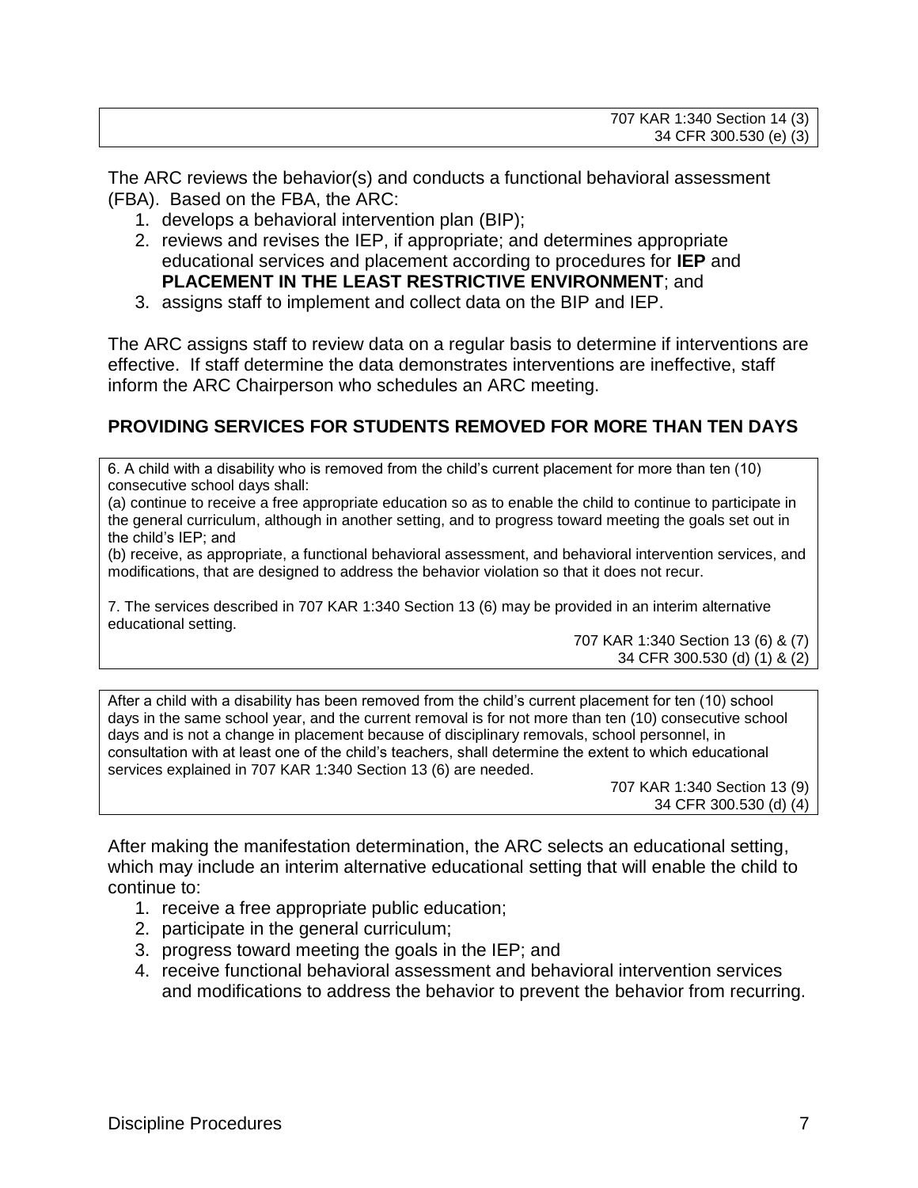707 KAR 1:340 Section 14 (3)
34 CFR 300.530 (e) (3)

The ARC reviews the behavior(s) and conducts a functional behavioral assessment (FBA). Based on the FBA, the ARC:

1. develops a behavioral intervention plan (BIP);
2. reviews and revises the IEP, if appropriate; and determines appropriate educational services and placement according to procedures for **IEP** and **PLACEMENT IN THE LEAST RESTRICTIVE ENVIRONMENT**; and
3. assigns staff to implement and collect data on the BIP and IEP.

The ARC assigns staff to review data on a regular basis to determine if interventions are effective. If staff determine the data demonstrates interventions are ineffective, staff inform the ARC Chairperson who schedules an ARC meeting.

## PROVIDING SERVICES FOR STUDENTS REMOVED FOR MORE THAN TEN DAYS

6. A child with a disability who is removed from the child's current placement for more than ten (10) consecutive school days shall:
(a) continue to receive a free appropriate education so as to enable the child to continue to participate in the general curriculum, although in another setting, and to progress toward meeting the goals set out in the child's IEP; and
(b) receive, as appropriate, a functional behavioral assessment, and behavioral intervention services, and modifications, that are designed to address the behavior violation so that it does not recur.

7. The services described in 707 KAR 1:340 Section 13 (6) may be provided in an interim alternative educational setting.

707 KAR 1:340 Section 13 (6) & (7)
34 CFR 300.530 (d) (1) & (2)

After a child with a disability has been removed from the child's current placement for ten (10) school days in the same school year, and the current removal is for not more than ten (10) consecutive school days and is not a change in placement because of disciplinary removals, school personnel, in consultation with at least one of the child's teachers, shall determine the extent to which educational services explained in 707 KAR 1:340 Section 13 (6) are needed.

707 KAR 1:340 Section 13 (9)
34 CFR 300.530 (d) (4)

After making the manifestation determination, the ARC selects an educational setting, which may include an interim alternative educational setting that will enable the child to continue to:

1. receive a free appropriate public education;
2. participate in the general curriculum;
3. progress toward meeting the goals in the IEP; and
4. receive functional behavioral assessment and behavioral intervention services and modifications to address the behavior to prevent the behavior from recurring.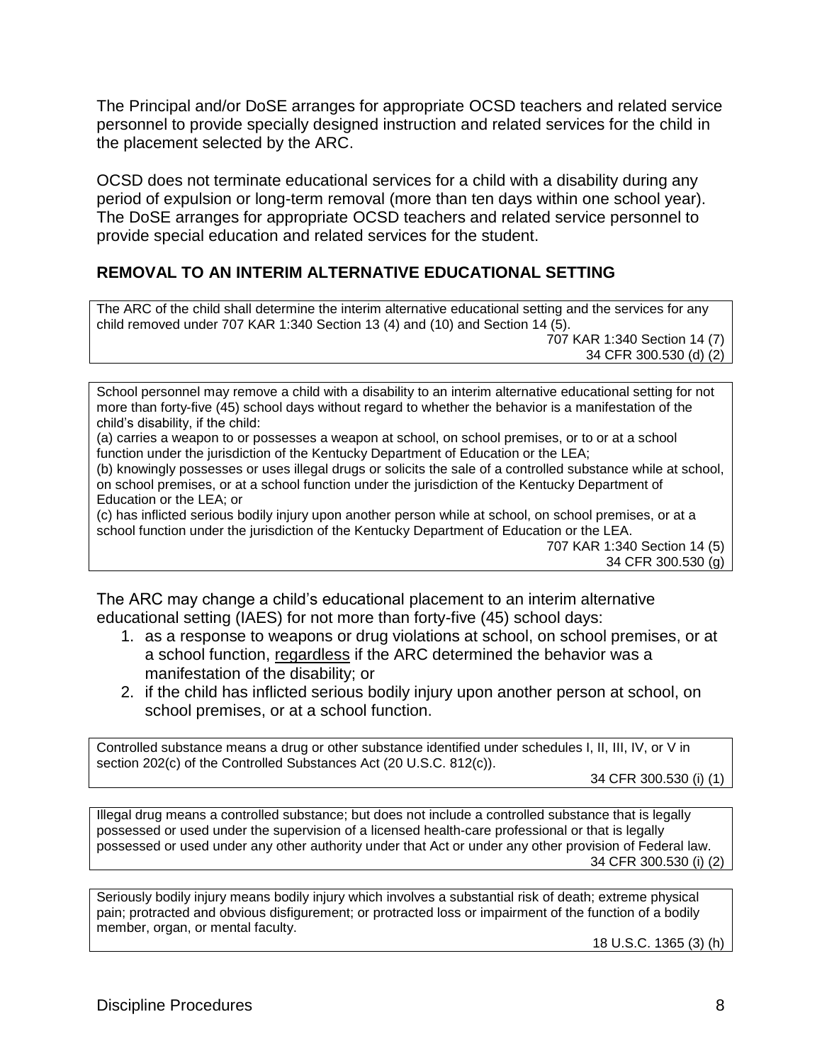The Principal and/or DoSE arranges for appropriate OCSD teachers and related service personnel to provide specially designed instruction and related services for the child in the placement selected by the ARC.

OCSD does not terminate educational services for a child with a disability during any period of expulsion or long-term removal (more than ten days within one school year). The DoSE arranges for appropriate OCSD teachers and related service personnel to provide special education and related services for the student.

### REMOVAL TO AN INTERIM ALTERNATIVE EDUCATIONAL SETTING

> The ARC of the child shall determine the interim alternative educational setting and the services for any child removed under 707 KAR 1:340 Section 13 (4) and (10) and Section 14 (5).
>
> 707 KAR 1:340 Section 14 (7)
> 34 CFR 300.530 (d) (2)

> School personnel may remove a child with a disability to an interim alternative educational setting for not more than forty-five (45) school days without regard to whether the behavior is a manifestation of the child's disability, if the child:
> (a) carries a weapon to or possesses a weapon at school, on school premises, or to or at a school function under the jurisdiction of the Kentucky Department of Education or the LEA;
> (b) knowingly possesses or uses illegal drugs or solicits the sale of a controlled substance while at school, on school premises, or at a school function under the jurisdiction of the Kentucky Department of Education or the LEA; or
> (c) has inflicted serious bodily injury upon another person while at school, on school premises, or at a school function under the jurisdiction of the Kentucky Department of Education or the LEA.
>
> 707 KAR 1:340 Section 14 (5)
> 34 CFR 300.530 (g)

The ARC may change a child's educational placement to an interim alternative educational setting (IAES) for not more than forty-five (45) school days:

1. as a response to weapons or drug violations at school, on school premises, or at a school function, <u>regardless</u> if the ARC determined the behavior was a manifestation of the disability; or
2. if the child has inflicted serious bodily injury upon another person at school, on school premises, or at a school function.

> Controlled substance means a drug or other substance identified under schedules I, II, III, IV, or V in section 202(c) of the Controlled Substances Act (20 U.S.C. 812(c)).
>
> 34 CFR 300.530 (i) (1)

> Illegal drug means a controlled substance; but does not include a controlled substance that is legally possessed or used under the supervision of a licensed health-care professional or that is legally possessed or used under any other authority under that Act or under any other provision of Federal law.
>
> 34 CFR 300.530 (i) (2)

> Seriously bodily injury means bodily injury which involves a substantial risk of death; extreme physical pain; protracted and obvious disfigurement; or protracted loss or impairment of the function of a bodily member, organ, or mental faculty.
>
> 18 U.S.C. 1365 (3) (h)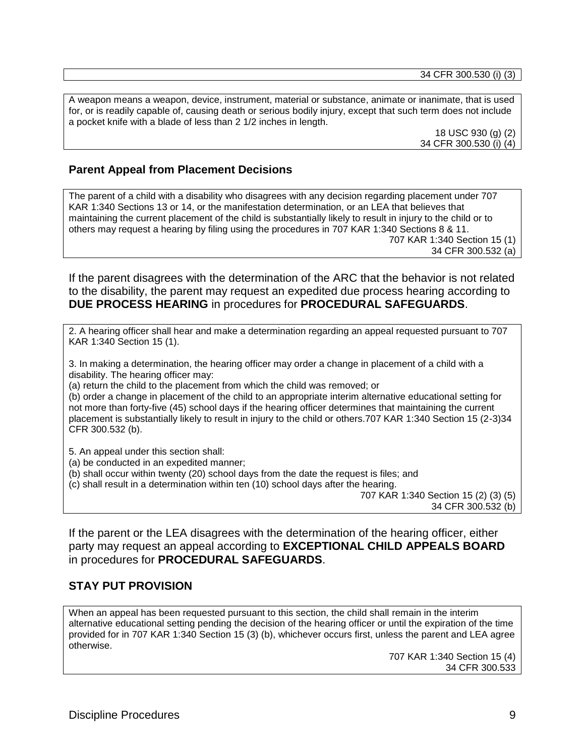34 CFR 300.530 (i) (3)

A weapon means a weapon, device, instrument, material or substance, animate or inanimate, that is used for, or is readily capable of, causing death or serious bodily injury, except that such term does not include a pocket knife with a blade of less than 2 1/2 inches in length.

18 USC 930 (g) (2)
34 CFR 300.530 (i) (4)

## Parent Appeal from Placement Decisions

The parent of a child with a disability who disagrees with any decision regarding placement under 707 KAR 1:340 Sections 13 or 14, or the manifestation determination, or an LEA that believes that maintaining the current placement of the child is substantially likely to result in injury to the child or to others may request a hearing by filing using the procedures in 707 KAR 1:340 Sections 8 & 11.

707 KAR 1:340 Section 15 (1)
34 CFR 300.532 (a)

If the parent disagrees with the determination of the ARC that the behavior is not related to the disability, the parent may request an expedited due process hearing according to **DUE PROCESS HEARING** in procedures for **PROCEDURAL SAFEGUARDS**.

2. A hearing officer shall hear and make a determination regarding an appeal requested pursuant to 707 KAR 1:340 Section 15 (1).

3. In making a determination, the hearing officer may order a change in placement of a child with a disability. The hearing officer may:
(a) return the child to the placement from which the child was removed; or
(b) order a change in placement of the child to an appropriate interim alternative educational setting for not more than forty-five (45) school days if the hearing officer determines that maintaining the current placement is substantially likely to result in injury to the child or others.707 KAR 1:340 Section 15 (2-3)34 CFR 300.532 (b).

5. An appeal under this section shall:
(a) be conducted in an expedited manner;
(b) shall occur within twenty (20) school days from the date the request is files; and
(c) shall result in a determination within ten (10) school days after the hearing.

707 KAR 1:340 Section 15 (2) (3) (5)
34 CFR 300.532 (b)

If the parent or the LEA disagrees with the determination of the hearing officer, either party may request an appeal according to **EXCEPTIONAL CHILD APPEALS BOARD** in procedures for **PROCEDURAL SAFEGUARDS**.

## STAY PUT PROVISION

When an appeal has been requested pursuant to this section, the child shall remain in the interim alternative educational setting pending the decision of the hearing officer or until the expiration of the time provided for in 707 KAR 1:340 Section 15 (3) (b), whichever occurs first, unless the parent and LEA agree otherwise.

707 KAR 1:340 Section 15 (4)
34 CFR 300.533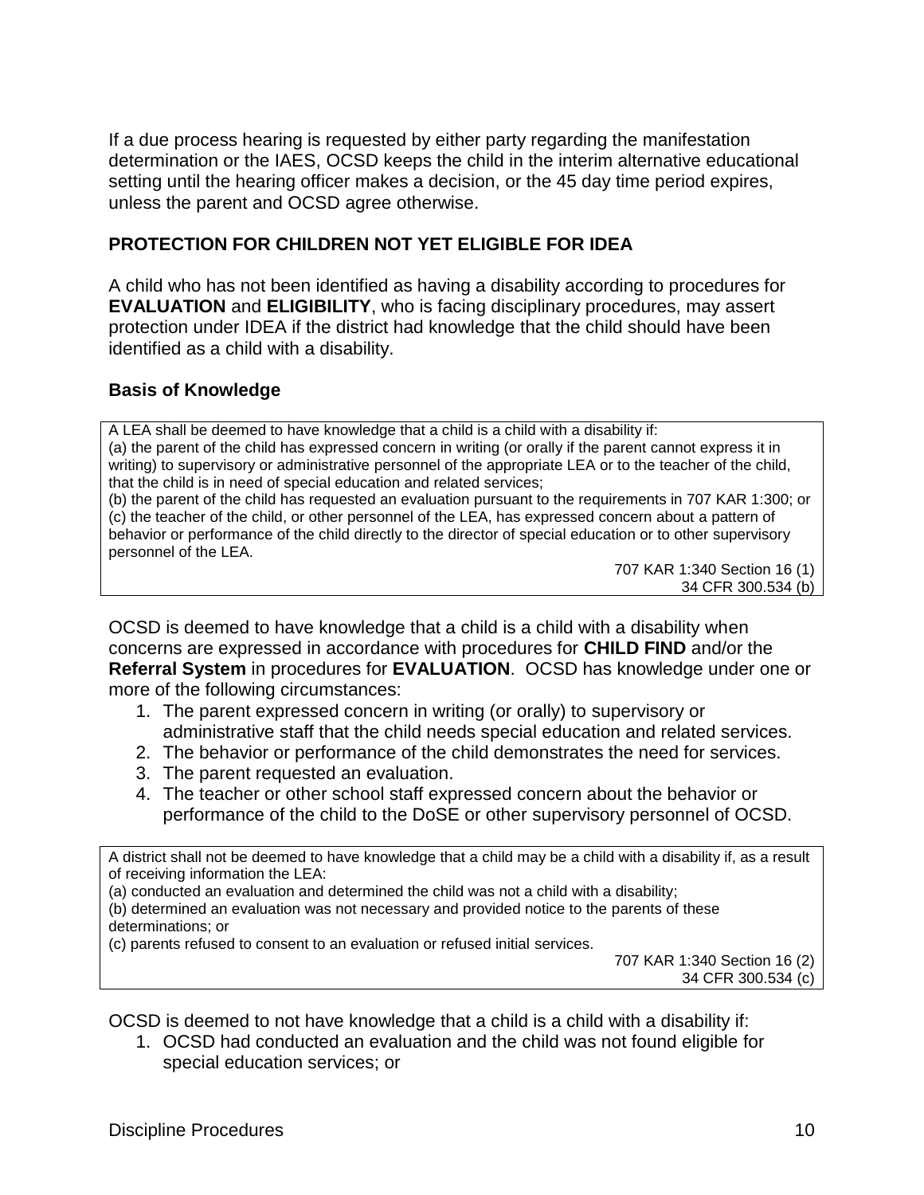If a due process hearing is requested by either party regarding the manifestation determination or the IAES, OCSD keeps the child in the interim alternative educational setting until the hearing officer makes a decision, or the 45 day time period expires, unless the parent and OCSD agree otherwise.

### PROTECTION FOR CHILDREN NOT YET ELIGIBLE FOR IDEA

A child who has not been identified as having a disability according to procedures for **EVALUATION** and **ELIGIBILITY**, who is facing disciplinary procedures, may assert protection under IDEA if the district had knowledge that the child should have been identified as a child with a disability.

#### Basis of Knowledge

> A LEA shall be deemed to have knowledge that a child is a child with a disability if:
> (a) the parent of the child has expressed concern in writing (or orally if the parent cannot express it in writing) to supervisory or administrative personnel of the appropriate LEA or to the teacher of the child, that the child is in need of special education and related services;
> (b) the parent of the child has requested an evaluation pursuant to the requirements in 707 KAR 1:300; or
> (c) the teacher of the child, or other personnel of the LEA, has expressed concern about a pattern of behavior or performance of the child directly to the director of special education or to other supervisory personnel of the LEA.
>
> 707 KAR 1:340 Section 16 (1)
> 34 CFR 300.534 (b)

OCSD is deemed to have knowledge that a child is a child with a disability when concerns are expressed in accordance with procedures for **CHILD FIND** and/or the **Referral System** in procedures for **EVALUATION**. OCSD has knowledge under one or more of the following circumstances:

1. The parent expressed concern in writing (or orally) to supervisory or administrative staff that the child needs special education and related services.
2. The behavior or performance of the child demonstrates the need for services.
3. The parent requested an evaluation.
4. The teacher or other school staff expressed concern about the behavior or performance of the child to the DoSE or other supervisory personnel of OCSD.

> A district shall not be deemed to have knowledge that a child may be a child with a disability if, as a result of receiving information the LEA:
> (a) conducted an evaluation and determined the child was not a child with a disability;
> (b) determined an evaluation was not necessary and provided notice to the parents of these determinations; or
> (c) parents refused to consent to an evaluation or refused initial services.
>
> 707 KAR 1:340 Section 16 (2)
> 34 CFR 300.534 (c)

OCSD is deemed to not have knowledge that a child is a child with a disability if:

1. OCSD had conducted an evaluation and the child was not found eligible for special education services; or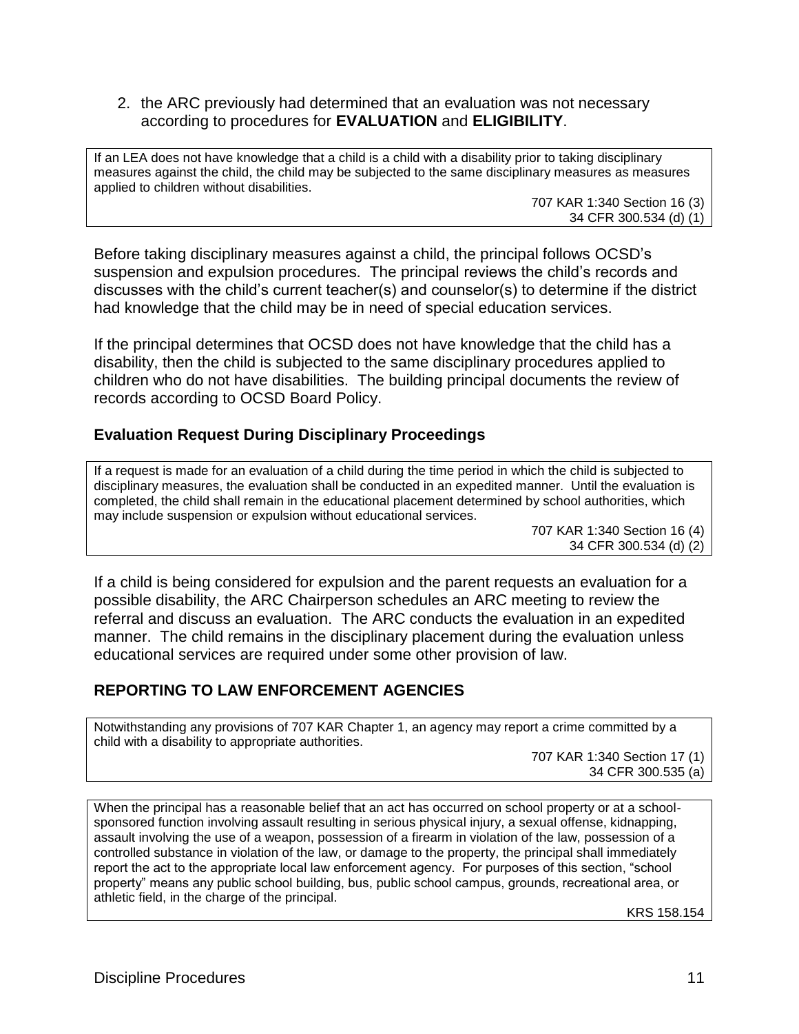2. the ARC previously had determined that an evaluation was not necessary according to procedures for **EVALUATION** and **ELIGIBILITY**.

> If an LEA does not have knowledge that a child is a child with a disability prior to taking disciplinary measures against the child, the child may be subjected to the same disciplinary measures as measures applied to children without disabilities.
>
> 707 KAR 1:340 Section 16 (3)
> 34 CFR 300.534 (d) (1)

Before taking disciplinary measures against a child, the principal follows OCSD's suspension and expulsion procedures. The principal reviews the child's records and discusses with the child's current teacher(s) and counselor(s) to determine if the district had knowledge that the child may be in need of special education services.

If the principal determines that OCSD does not have knowledge that the child has a disability, then the child is subjected to the same disciplinary procedures applied to children who do not have disabilities. The building principal documents the review of records according to OCSD Board Policy.

### Evaluation Request During Disciplinary Proceedings

> If a request is made for an evaluation of a child during the time period in which the child is subjected to disciplinary measures, the evaluation shall be conducted in an expedited manner. Until the evaluation is completed, the child shall remain in the educational placement determined by school authorities, which may include suspension or expulsion without educational services.
>
> 707 KAR 1:340 Section 16 (4)
> 34 CFR 300.534 (d) (2)

If a child is being considered for expulsion and the parent requests an evaluation for a possible disability, the ARC Chairperson schedules an ARC meeting to review the referral and discuss an evaluation. The ARC conducts the evaluation in an expedited manner. The child remains in the disciplinary placement during the evaluation unless educational services are required under some other provision of law.

## REPORTING TO LAW ENFORCEMENT AGENCIES

> Notwithstanding any provisions of 707 KAR Chapter 1, an agency may report a crime committed by a child with a disability to appropriate authorities.
>
> 707 KAR 1:340 Section 17 (1)
> 34 CFR 300.535 (a)

> When the principal has a reasonable belief that an act has occurred on school property or at a school-sponsored function involving assault resulting in serious physical injury, a sexual offense, kidnapping, assault involving the use of a weapon, possession of a firearm in violation of the law, possession of a controlled substance in violation of the law, or damage to the property, the principal shall immediately report the act to the appropriate local law enforcement agency. For purposes of this section, "school property" means any public school building, bus, public school campus, grounds, recreational area, or athletic field, in the charge of the principal.
>
> KRS 158.154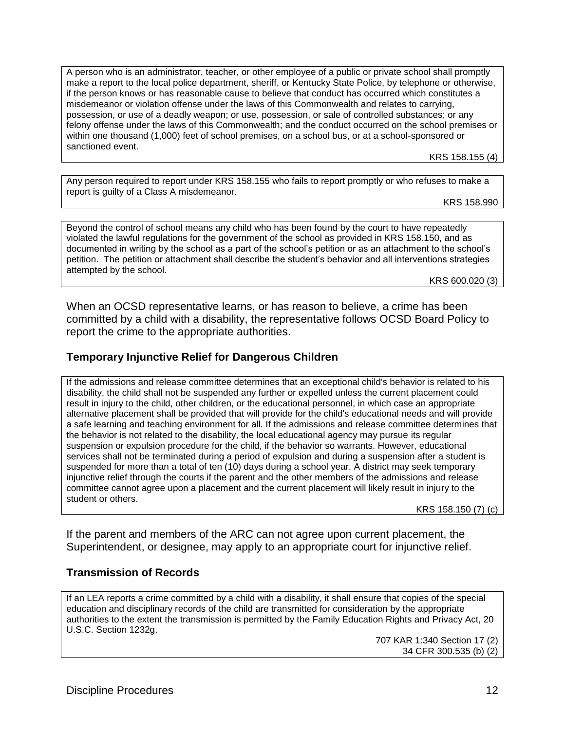A person who is an administrator, teacher, or other employee of a public or private school shall promptly make a report to the local police department, sheriff, or Kentucky State Police, by telephone or otherwise, if the person knows or has reasonable cause to believe that conduct has occurred which constitutes a misdemeanor or violation offense under the laws of this Commonwealth and relates to carrying, possession, or use of a deadly weapon; or use, possession, or sale of controlled substances; or any felony offense under the laws of this Commonwealth; and the conduct occurred on the school premises or within one thousand (1,000) feet of school premises, on a school bus, or at a school-sponsored or sanctioned event.

KRS 158.155 (4)

Any person required to report under KRS 158.155 who fails to report promptly or who refuses to make a report is guilty of a Class A misdemeanor.

KRS 158.990

Beyond the control of school means any child who has been found by the court to have repeatedly violated the lawful regulations for the government of the school as provided in KRS 158.150, and as documented in writing by the school as a part of the school's petition or as an attachment to the school's petition. The petition or attachment shall describe the student's behavior and all interventions strategies attempted by the school.

KRS 600.020 (3)

When an OCSD representative learns, or has reason to believe, a crime has been committed by a child with a disability, the representative follows OCSD Board Policy to report the crime to the appropriate authorities.

### Temporary Injunctive Relief for Dangerous Children

If the admissions and release committee determines that an exceptional child's behavior is related to his disability, the child shall not be suspended any further or expelled unless the current placement could result in injury to the child, other children, or the educational personnel, in which case an appropriate alternative placement shall be provided that will provide for the child's educational needs and will provide a safe learning and teaching environment for all. If the admissions and release committee determines that the behavior is not related to the disability, the local educational agency may pursue its regular suspension or expulsion procedure for the child, if the behavior so warrants. However, educational services shall not be terminated during a period of expulsion and during a suspension after a student is suspended for more than a total of ten (10) days during a school year. A district may seek temporary injunctive relief through the courts if the parent and the other members of the admissions and release committee cannot agree upon a placement and the current placement will likely result in injury to the student or others.

KRS 158.150 (7) (c)

If the parent and members of the ARC can not agree upon current placement, the Superintendent, or designee, may apply to an appropriate court for injunctive relief.

### Transmission of Records

If an LEA reports a crime committed by a child with a disability, it shall ensure that copies of the special education and disciplinary records of the child are transmitted for consideration by the appropriate authorities to the extent the transmission is permitted by the Family Education Rights and Privacy Act, 20 U.S.C. Section 1232g.

707 KAR 1:340 Section 17 (2)
34 CFR 300.535 (b) (2)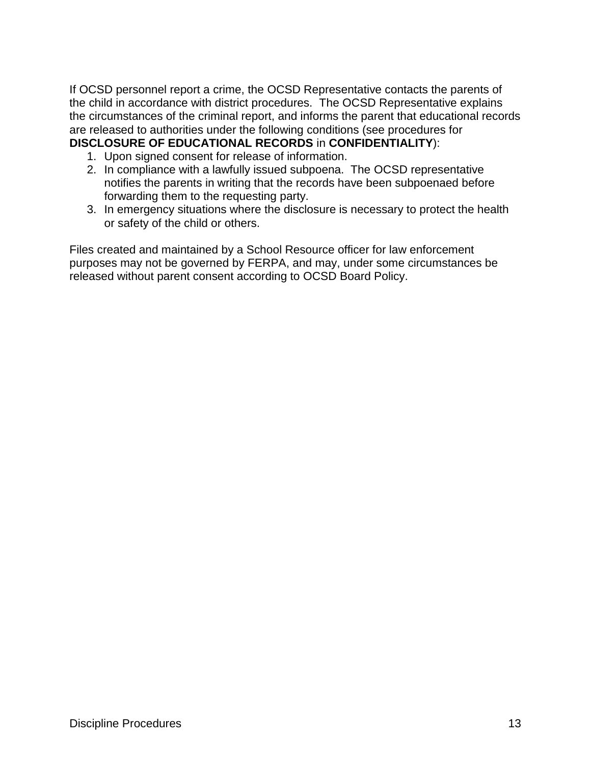If OCSD personnel report a crime, the OCSD Representative contacts the parents of the child in accordance with district procedures.  The OCSD Representative explains the circumstances of the criminal report, and informs the parent that educational records are released to authorities under the following conditions (see procedures for **DISCLOSURE OF EDUCATIONAL RECORDS** in **CONFIDENTIALITY**):

1. Upon signed consent for release of information.
2. In compliance with a lawfully issued subpoena.  The OCSD representative notifies the parents in writing that the records have been subpoenaed before forwarding them to the requesting party.
3. In emergency situations where the disclosure is necessary to protect the health or safety of the child or others.

Files created and maintained by a School Resource officer for law enforcement purposes may not be governed by FERPA, and may, under some circumstances be released without parent consent according to OCSD Board Policy.